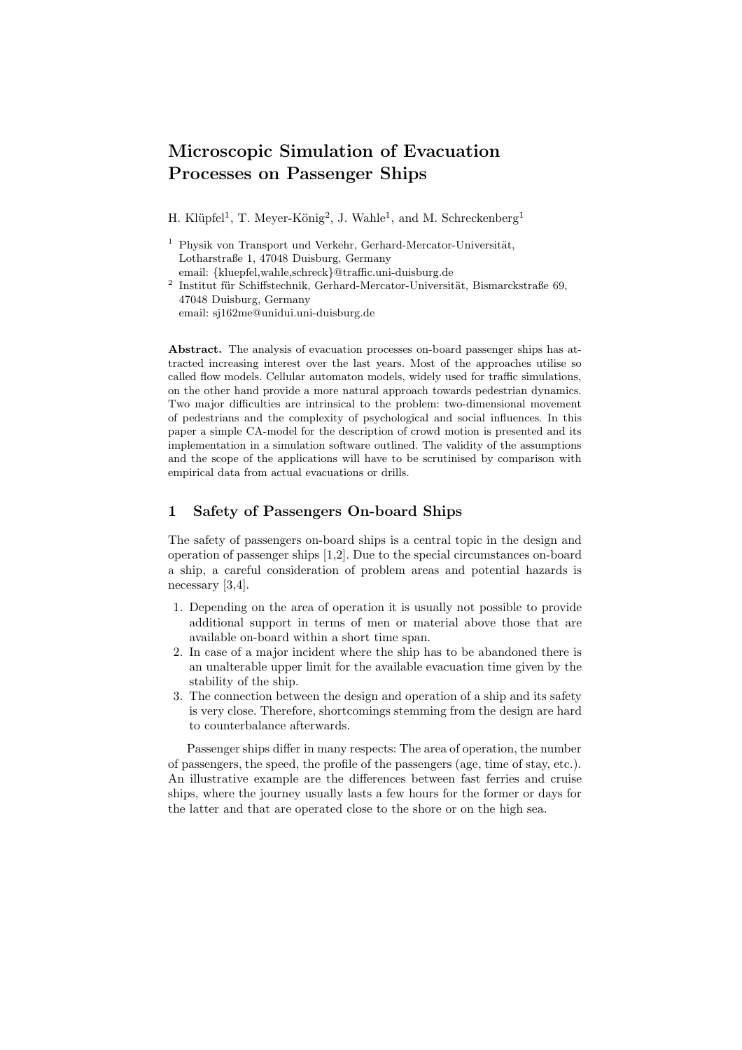# Microscopic Simulation of Evacuation Processes on Passenger Ships

H. Klüpfel[1], T. Meyer-König[2], J. Wahle[1], and M. Schreckenberg[1]

[1] Physik von Transport und Verkehr, Gerhard-Mercator-Universität, Lotharstraße 1, 47048 Duisburg, Germany
email: {kluepfel,wahle,schreck}@traffic.uni-duisburg.de

[2] Institut für Schiffstechnik, Gerhard-Mercator-Universität, Bismarckstraße 69, 47048 Duisburg, Germany
email: sj162me@unidui.uni-duisburg.de

**Abstract.** The analysis of evacuation processes on-board passenger ships has attracted increasing interest over the last years. Most of the approaches utilise so called flow models. Cellular automaton models, widely used for traffic simulations, on the other hand provide a more natural approach towards pedestrian dynamics. Two major difficulties are intrinsical to the problem: two-dimensional movement of pedestrians and the complexity of psychological and social influences. In this paper a simple CA-model for the description of crowd motion is presented and its implementation in a simulation software outlined. The validity of the assumptions and the scope of the applications will have to be scrutinised by comparison with empirical data from actual evacuations or drills.

## 1 Safety of Passengers On-board Ships

The safety of passengers on-board ships is a central topic in the design and operation of passenger ships [1,2]. Due to the special circumstances on-board a ship, a careful consideration of problem areas and potential hazards is necessary [3,4].

1. Depending on the area of operation it is usually not possible to provide additional support in terms of men or material above those that are available on-board within a short time span.
2. In case of a major incident where the ship has to be abandoned there is an unalterable upper limit for the available evacuation time given by the stability of the ship.
3. The connection between the design and operation of a ship and its safety is very close. Therefore, shortcomings stemming from the design are hard to counterbalance afterwards.

Passenger ships differ in many respects: The area of operation, the number of passengers, the speed, the profile of the passengers (age, time of stay, etc.). An illustrative example are the differences between fast ferries and cruise ships, where the journey usually lasts a few hours for the former or days for the latter and that are operated close to the shore or on the high sea.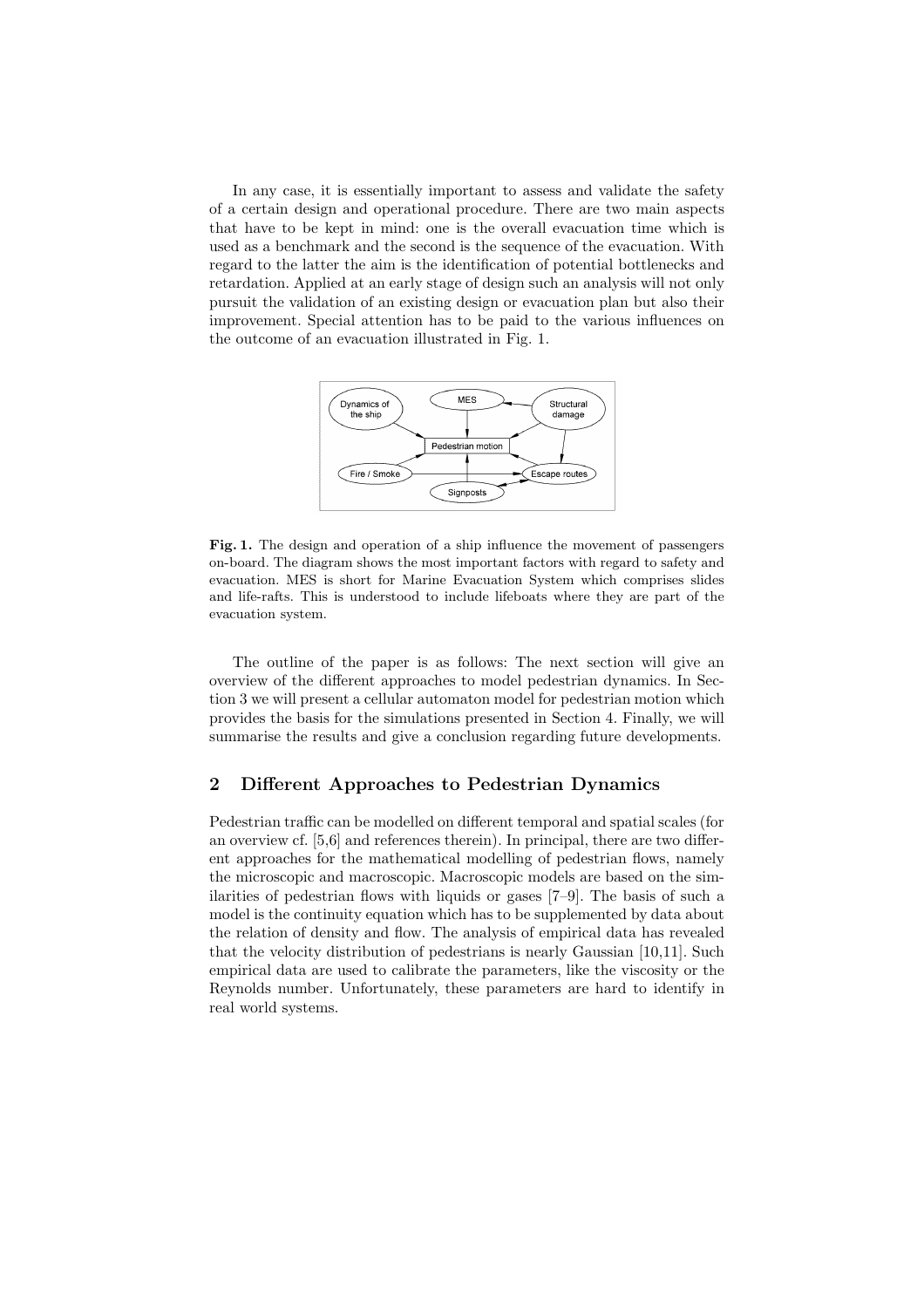In any case, it is essentially important to assess and validate the safety of a certain design and operational procedure. There are two main aspects that have to be kept in mind: one is the overall evacuation time which is used as a benchmark and the second is the sequence of the evacuation. With regard to the latter the aim is the identification of potential bottlenecks and retardation. Applied at an early stage of design such an analysis will not only pursuit the validation of an existing design or evacuation plan but also their improvement. Special attention has to be paid to the various influences on the outcome of an evacuation illustrated in Fig. 1.

**Fig. 1.** The design and operation of a ship influence the movement of passengers on-board. The diagram shows the most important factors with regard to safety and evacuation. MES is short for Marine Evacuation System which comprises slides and life-rafts. This is understood to include lifeboats where they are part of the evacuation system.

The outline of the paper is as follows: The next section will give an overview of the different approaches to model pedestrian dynamics. In Section 3 we will present a cellular automaton model for pedestrian motion which provides the basis for the simulations presented in Section 4. Finally, we will summarise the results and give a conclusion regarding future developments.

## 2 Different Approaches to Pedestrian Dynamics

Pedestrian traffic can be modelled on different temporal and spatial scales (for an overview cf. [5,6] and references therein). In principal, there are two different approaches for the mathematical modelling of pedestrian flows, namely the microscopic and macroscopic. Macroscopic models are based on the similarities of pedestrian flows with liquids or gases [7–9]. The basis of such a model is the continuity equation which has to be supplemented by data about the relation of density and flow. The analysis of empirical data has revealed that the velocity distribution of pedestrians is nearly Gaussian [10,11]. Such empirical data are used to calibrate the parameters, like the viscosity or the Reynolds number. Unfortunately, these parameters are hard to identify in real world systems.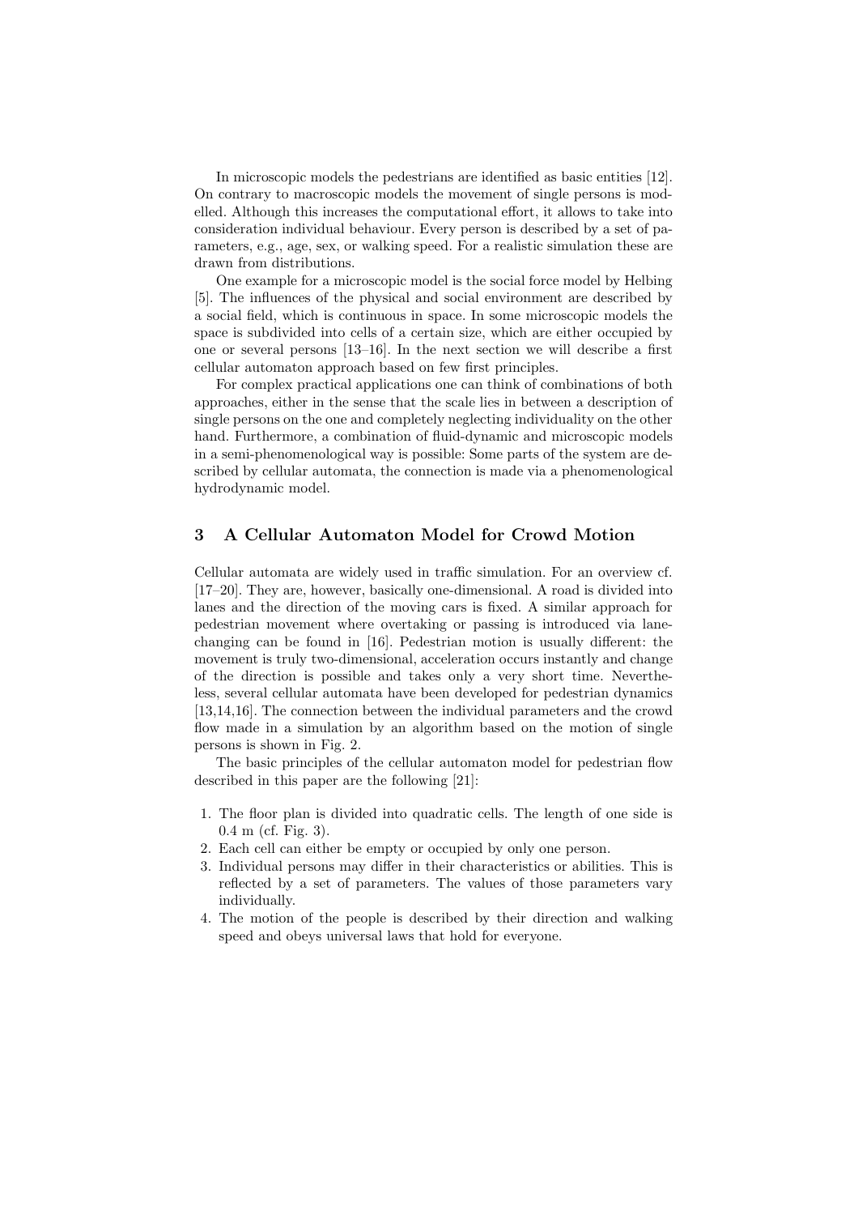In microscopic models the pedestrians are identified as basic entities [12]. On contrary to macroscopic models the movement of single persons is modelled. Although this increases the computational effort, it allows to take into consideration individual behaviour. Every person is described by a set of parameters, e.g., age, sex, or walking speed. For a realistic simulation these are drawn from distributions.

One example for a microscopic model is the social force model by Helbing [5]. The influences of the physical and social environment are described by a social field, which is continuous in space. In some microscopic models the space is subdivided into cells of a certain size, which are either occupied by one or several persons [13–16]. In the next section we will describe a first cellular automaton approach based on few first principles.

For complex practical applications one can think of combinations of both approaches, either in the sense that the scale lies in between a description of single persons on the one and completely neglecting individuality on the other hand. Furthermore, a combination of fluid-dynamic and microscopic models in a semi-phenomenological way is possible: Some parts of the system are described by cellular automata, the connection is made via a phenomenological hydrodynamic model.

## 3 A Cellular Automaton Model for Crowd Motion

Cellular automata are widely used in traffic simulation. For an overview cf. [17–20]. They are, however, basically one-dimensional. A road is divided into lanes and the direction of the moving cars is fixed. A similar approach for pedestrian movement where overtaking or passing is introduced via lane-changing can be found in [16]. Pedestrian motion is usually different: the movement is truly two-dimensional, acceleration occurs instantly and change of the direction is possible and takes only a very short time. Nevertheless, several cellular automata have been developed for pedestrian dynamics [13,14,16]. The connection between the individual parameters and the crowd flow made in a simulation by an algorithm based on the motion of single persons is shown in Fig. 2.

The basic principles of the cellular automaton model for pedestrian flow described in this paper are the following [21]:

1. The floor plan is divided into quadratic cells. The length of one side is 0.4 m (cf. Fig. 3).
2. Each cell can either be empty or occupied by only one person.
3. Individual persons may differ in their characteristics or abilities. This is reflected by a set of parameters. The values of those parameters vary individually.
4. The motion of the people is described by their direction and walking speed and obeys universal laws that hold for everyone.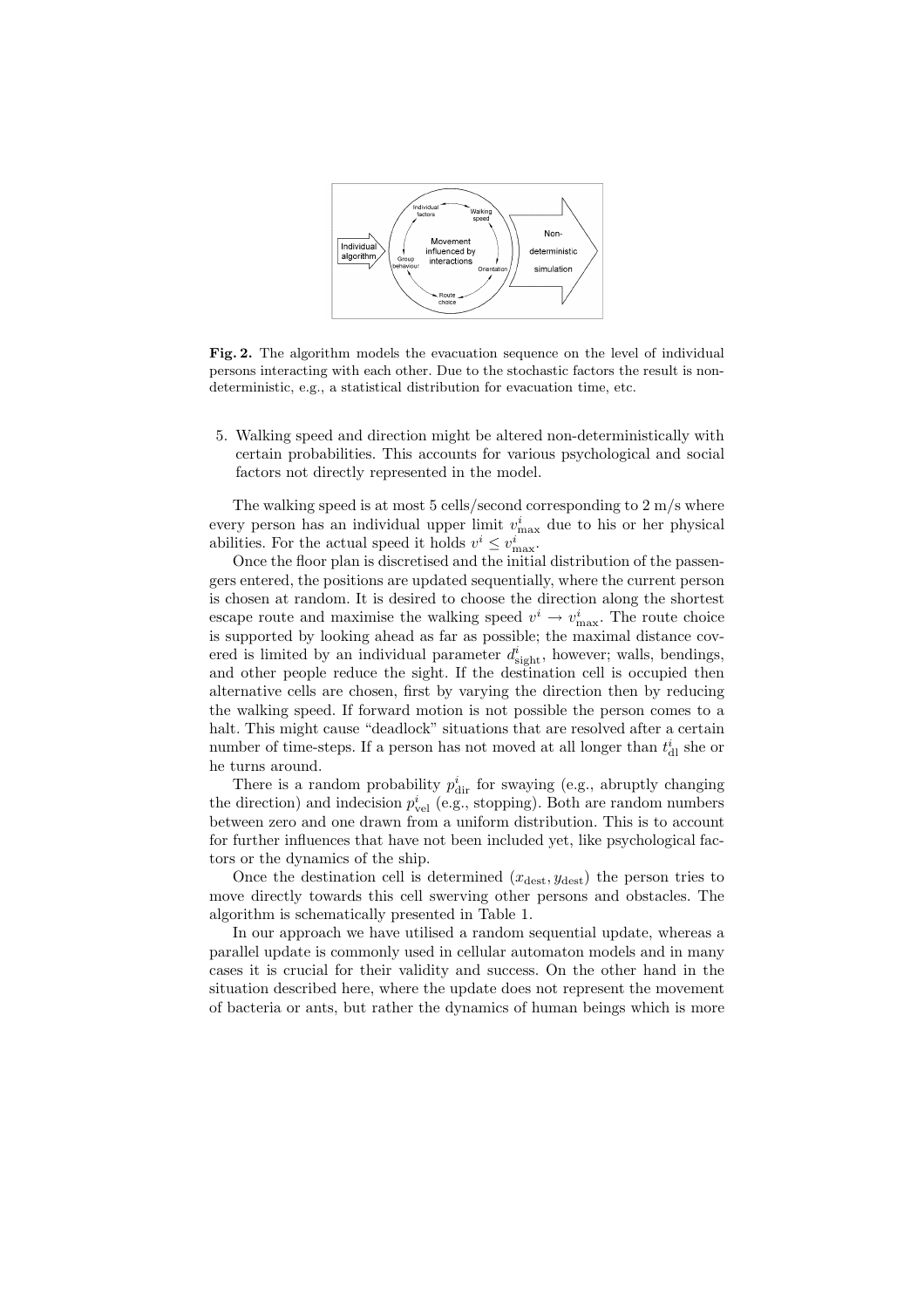**Fig. 2.** The algorithm models the evacuation sequence on the level of individual persons interacting with each other. Due to the stochastic factors the result is non-deterministic, e.g., a statistical distribution for evacuation time, etc.

5. Walking speed and direction might be altered non-deterministically with certain probabilities. This accounts for various psychological and social factors not directly represented in the model.

The walking speed is at most 5 cells/second corresponding to 2 m/s where every person has an individual upper limit $v^i_{\max}$ due to his or her physical abilities. For the actual speed it holds $v^i \leq v^i_{\max}$.

Once the floor plan is discretised and the initial distribution of the passengers entered, the positions are updated sequentially, where the current person is chosen at random. It is desired to choose the direction along the shortest escape route and maximise the walking speed $v^i \to v^i_{\max}$. The route choice is supported by looking ahead as far as possible; the maximal distance covered is limited by an individual parameter $d^i_{\text{sight}}$, however; walls, bendings, and other people reduce the sight. If the destination cell is occupied then alternative cells are chosen, first by varying the direction then by reducing the walking speed. If forward motion is not possible the person comes to a halt. This might cause "deadlock" situations that are resolved after a certain number of time-steps. If a person has not moved at all longer than $t^i_{\text{dl}}$ she or he turns around.

There is a random probability $p^i_{\text{dir}}$ for swaying (e.g., abruptly changing the direction) and indecision $p^i_{\text{vel}}$ (e.g., stopping). Both are random numbers between zero and one drawn from a uniform distribution. This is to account for further influences that have not been included yet, like psychological factors or the dynamics of the ship.

Once the destination cell is determined $(x_{\text{dest}}, y_{\text{dest}})$ the person tries to move directly towards this cell swerving other persons and obstacles. The algorithm is schematically presented in Table 1.

In our approach we have utilised a random sequential update, whereas a parallel update is commonly used in cellular automaton models and in many cases it is crucial for their validity and success. On the other hand in the situation described here, where the update does not represent the movement of bacteria or ants, but rather the dynamics of human beings which is more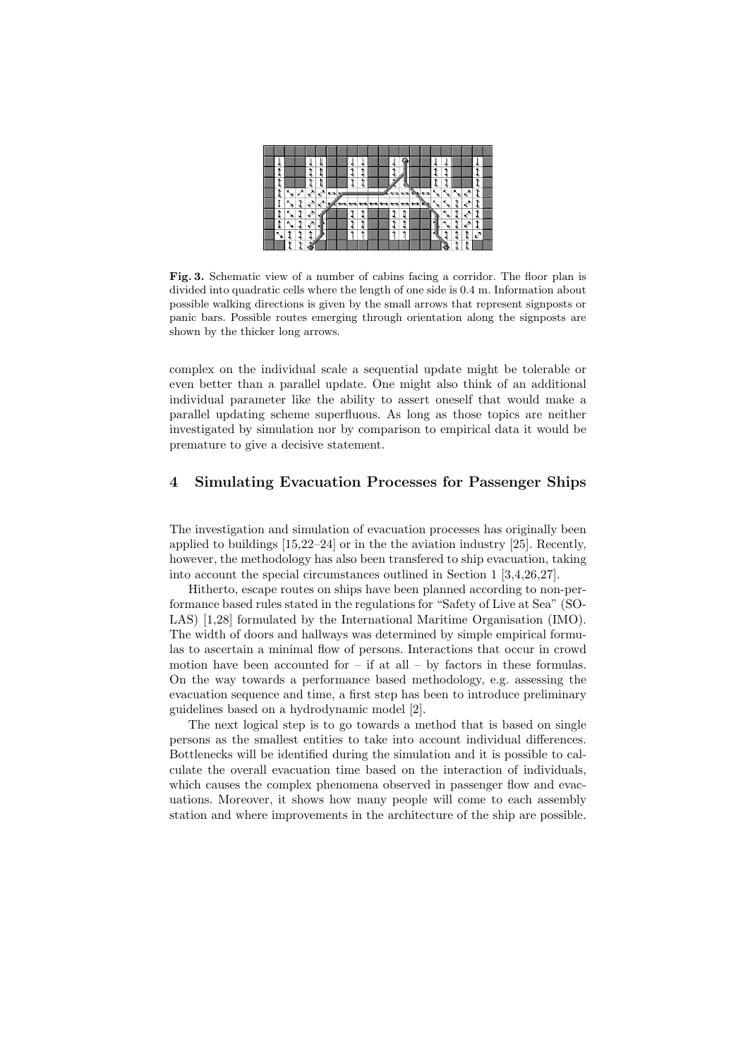**Fig. 3.** Schematic view of a number of cabins facing a corridor. The floor plan is divided into quadratic cells where the length of one side is 0.4 m. Information about possible walking directions is given by the small arrows that represent signposts or panic bars. Possible routes emerging through orientation along the signposts are shown by the thicker long arrows.

complex on the individual scale a sequential update might be tolerable or even better than a parallel update. One might also think of an additional individual parameter like the ability to assert oneself that would make a parallel updating scheme superfluous. As long as those topics are neither investigated by simulation nor by comparison to empirical data it would be premature to give a decisive statement.

## 4 Simulating Evacuation Processes for Passenger Ships

The investigation and simulation of evacuation processes has originally been applied to buildings [15,22–24] or in the the aviation industry [25]. Recently, however, the methodology has also been transfered to ship evacuation, taking into account the special circumstances outlined in Section 1 [3,4,26,27].

Hitherto, escape routes on ships have been planned according to non-performance based rules stated in the regulations for "Safety of Live at Sea" (SOLAS) [1,28] formulated by the International Maritime Organisation (IMO). The width of doors and hallways was determined by simple empirical formulas to ascertain a minimal flow of persons. Interactions that occur in crowd motion have been accounted for – if at all – by factors in these formulas. On the way towards a performance based methodology, e.g. assessing the evacuation sequence and time, a first step has been to introduce preliminary guidelines based on a hydrodynamic model [2].

The next logical step is to go towards a method that is based on single persons as the smallest entities to take into account individual differences. Bottlenecks will be identified during the simulation and it is possible to calculate the overall evacuation time based on the interaction of individuals, which causes the complex phenomena observed in passenger flow and evacuations. Moreover, it shows how many people will come to each assembly station and where improvements in the architecture of the ship are possible.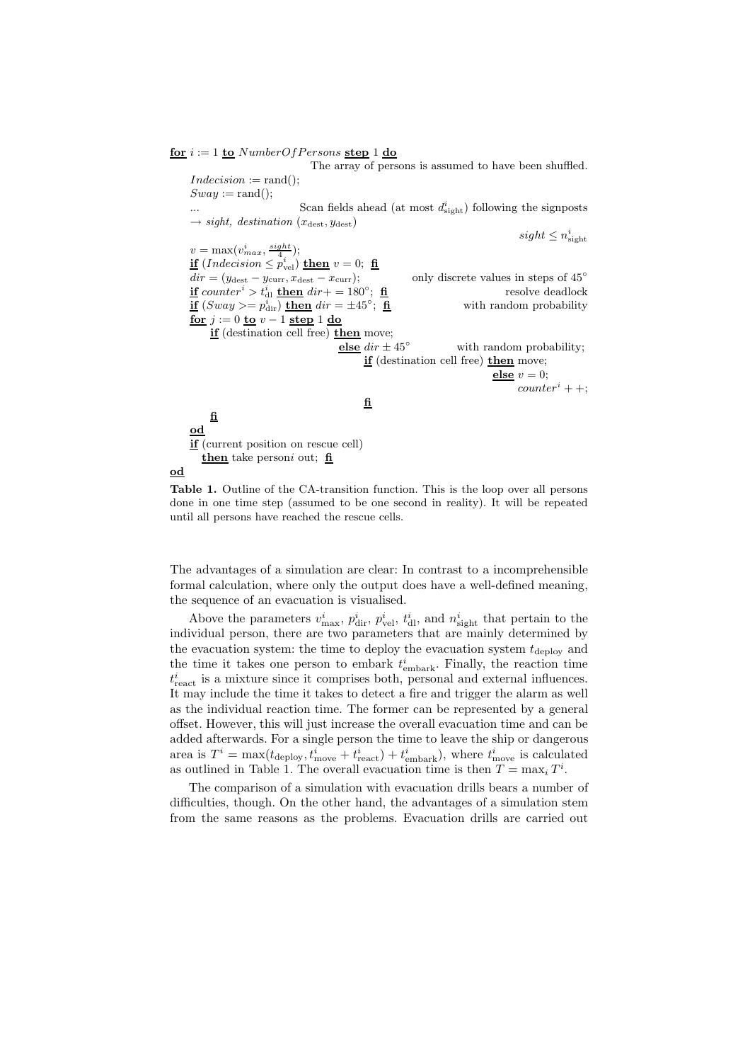```
for i := 1 to NumberOfPersons step 1 do
                                The array of persons is assumed to have been shuffled.
    Indecision := rand();
    Sway := rand();
    ...                     Scan fields ahead (at most d^i_sight) following the signposts
    → sight, destination (x_dest, y_dest)
                                                                    sight ≤ n^i_sight
    v = max(v^i_max, sight/4);
    if (Indecision ≤ p^i_vel) then v = 0; fi
    dir = (y_dest − y_curr, x_dest − x_curr);       only discrete values in steps of 45°
    if counter^i > t^i_dl then dir+ = 180°; fi                        resolve deadlock
    if (Sway >= p^i_dir) then dir = ±45°; fi                   with random probability
    for j := 0 to v − 1 step 1 do
        if (destination cell free) then move;
                                    else dir ± 45°          with random probability;
                                        if (destination cell free) then move;
                                                                    else v = 0;
                                                                        counter^i ++;
                                        fi
        fi
    od
    if (current position on rescue cell)
        then take person i out; fi
od
```

**Table 1.** Outline of the CA-transition function. This is the loop over all persons done in one time step (assumed to be one second in reality). It will be repeated until all persons have reached the rescue cells.

The advantages of a simulation are clear: In contrast to a incomprehensible formal calculation, where only the output does have a well-defined meaning, the sequence of an evacuation is visualised.

Above the parameters $v^i_{\max}$, $p^i_{\text{dir}}$, $p^i_{\text{vel}}$, $t^i_{\text{dl}}$, and $n^i_{\text{sight}}$ that pertain to the individual person, there are two parameters that are mainly determined by the evacuation system: the time to deploy the evacuation system $t_{\text{deploy}}$ and the time it takes one person to embark $t^i_{\text{embark}}$. Finally, the reaction time $t^i_{\text{react}}$ is a mixture since it comprises both, personal and external influences. It may include the time it takes to detect a fire and trigger the alarm as well as the individual reaction time. The former can be represented by a general offset. However, this will just increase the overall evacuation time and can be added afterwards. For a single person the time to leave the ship or dangerous area is $T^i = \max(t_{\text{deploy}}, t^i_{\text{move}} + t^i_{\text{react}}) + t^i_{\text{embark}})$, where $t^i_{\text{move}}$ is calculated as outlined in Table 1. The overall evacuation time is then $T = \max_i T^i$.

The comparison of a simulation with evacuation drills bears a number of difficulties, though. On the other hand, the advantages of a simulation stem from the same reasons as the problems. Evacuation drills are carried out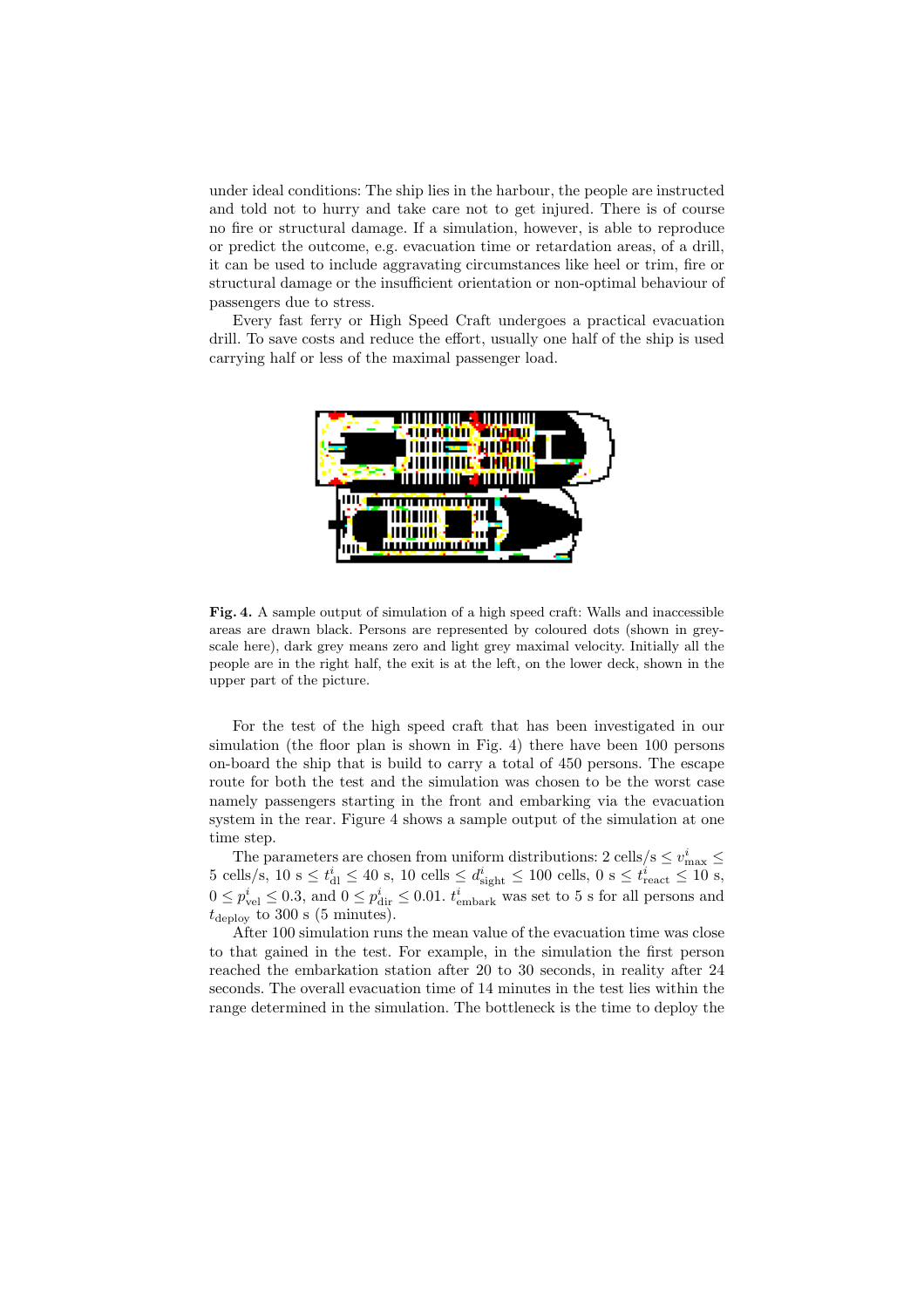under ideal conditions: The ship lies in the harbour, the people are instructed and told not to hurry and take care not to get injured. There is of course no fire or structural damage. If a simulation, however, is able to reproduce or predict the outcome, e.g. evacuation time or retardation areas, of a drill, it can be used to include aggravating circumstances like heel or trim, fire or structural damage or the insufficient orientation or non-optimal behaviour of passengers due to stress.

Every fast ferry or High Speed Craft undergoes a practical evacuation drill. To save costs and reduce the effort, usually one half of the ship is used carrying half or less of the maximal passenger load.

**Fig. 4.** A sample output of simulation of a high speed craft: Walls and inaccessible areas are drawn black. Persons are represented by coloured dots (shown in grey-scale here), dark grey means zero and light grey maximal velocity. Initially all the people are in the right half, the exit is at the left, on the lower deck, shown in the upper part of the picture.

For the test of the high speed craft that has been investigated in our simulation (the floor plan is shown in Fig. 4) there have been 100 persons on-board the ship that is build to carry a total of 450 persons. The escape route for both the test and the simulation was chosen to be the worst case namely passengers starting in the front and embarking via the evacuation system in the rear. Figure 4 shows a sample output of the simulation at one time step.

The parameters are chosen from uniform distributions: 2 cells/s $\leq v^i_{\text{max}} \leq$ 5 cells/s, 10 s $\leq t^i_{\text{dl}} \leq$ 40 s, 10 cells $\leq d^i_{\text{sight}} \leq$ 100 cells, 0 s $\leq t^i_{\text{react}} \leq$ 10 s, $0 \leq p^i_{\text{vel}} \leq 0.3$, and $0 \leq p^i_{\text{dir}} \leq 0.01$. $t^i_{\text{embark}}$ was set to 5 s for all persons and $t_{\text{deploy}}$ to 300 s (5 minutes).

After 100 simulation runs the mean value of the evacuation time was close to that gained in the test. For example, in the simulation the first person reached the embarkation station after 20 to 30 seconds, in reality after 24 seconds. The overall evacuation time of 14 minutes in the test lies within the range determined in the simulation. The bottleneck is the time to deploy the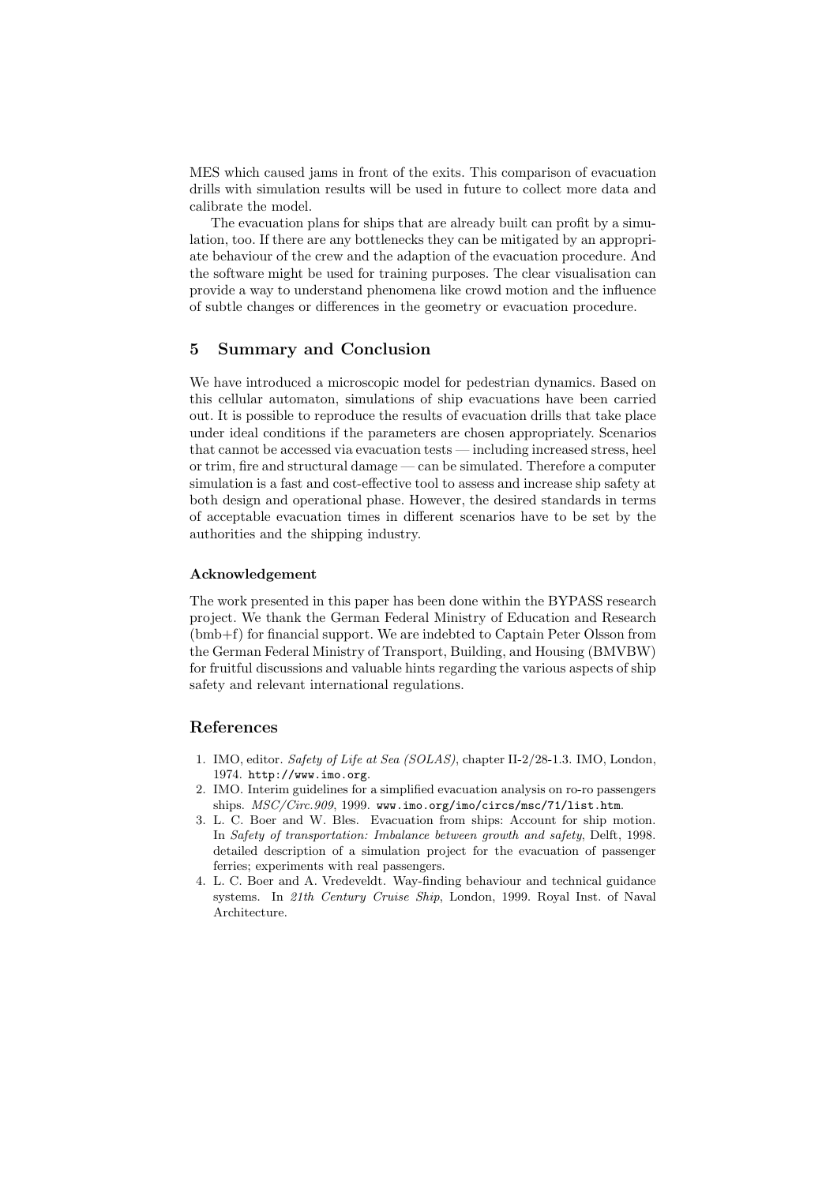MES which caused jams in front of the exits. This comparison of evacuation drills with simulation results will be used in future to collect more data and calibrate the model.

The evacuation plans for ships that are already built can profit by a simulation, too. If there are any bottlenecks they can be mitigated by an appropriate behaviour of the crew and the adaption of the evacuation procedure. And the software might be used for training purposes. The clear visualisation can provide a way to understand phenomena like crowd motion and the influence of subtle changes or differences in the geometry or evacuation procedure.

## 5 Summary and Conclusion

We have introduced a microscopic model for pedestrian dynamics. Based on this cellular automaton, simulations of ship evacuations have been carried out. It is possible to reproduce the results of evacuation drills that take place under ideal conditions if the parameters are chosen appropriately. Scenarios that cannot be accessed via evacuation tests — including increased stress, heel or trim, fire and structural damage — can be simulated. Therefore a computer simulation is a fast and cost-effective tool to assess and increase ship safety at both design and operational phase. However, the desired standards in terms of acceptable evacuation times in different scenarios have to be set by the authorities and the shipping industry.

### Acknowledgement

The work presented in this paper has been done within the BYPASS research project. We thank the German Federal Ministry of Education and Research (bmb+f) for financial support. We are indebted to Captain Peter Olsson from the German Federal Ministry of Transport, Building, and Housing (BMVBW) for fruitful discussions and valuable hints regarding the various aspects of ship safety and relevant international regulations.

## References

1. IMO, editor. *Safety of Life at Sea (SOLAS)*, chapter II-2/28-1.3. IMO, London, 1974. http://www.imo.org.
2. IMO. Interim guidelines for a simplified evacuation analysis on ro-ro passengers ships. *MSC/Circ.909*, 1999. www.imo.org/imo/circs/msc/71/list.htm.
3. L. C. Boer and W. Bles. Evacuation from ships: Account for ship motion. In *Safety of transportation: Imbalance between growth and safety*, Delft, 1998. detailed description of a simulation project for the evacuation of passenger ferries; experiments with real passengers.
4. L. C. Boer and A. Vredeveldt. Way-finding behaviour and technical guidance systems. In *21th Century Cruise Ship*, London, 1999. Royal Inst. of Naval Architecture.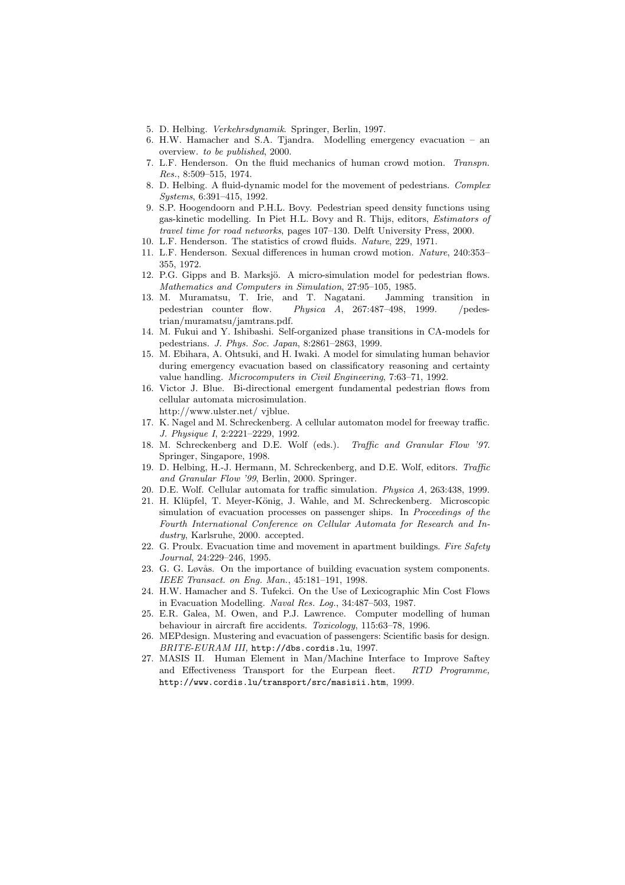5. D. Helbing. *Verkehrsdynamik*. Springer, Berlin, 1997.
6. H.W. Hamacher and S.A. Tjandra. Modelling emergency evacuation – an overview. *to be published*, 2000.
7. L.F. Henderson. On the fluid mechanics of human crowd motion. *Transpn. Res.*, 8:509–515, 1974.
8. D. Helbing. A fluid-dynamic model for the movement of pedestrians. *Complex Systems*, 6:391–415, 1992.
9. S.P. Hoogendoorn and P.H.L. Bovy. Pedestrian speed density functions using gas-kinetic modelling. In Piet H.L. Bovy and R. Thijs, editors, *Estimators of travel time for road networks*, pages 107–130. Delft University Press, 2000.
10. L.F. Henderson. The statistics of crowd fluids. *Nature*, 229, 1971.
11. L.F. Henderson. Sexual differences in human crowd motion. *Nature*, 240:353–355, 1972.
12. P.G. Gipps and B. Marksjö. A micro-simulation model for pedestrian flows. *Mathematics and Computers in Simulation*, 27:95–105, 1985.
13. M. Muramatsu, T. Irie, and T. Nagatani. Jamming transition in pedestrian counter flow. *Physica A*, 267:487–498, 1999. /pedestrian/muramatsu/jamtrans.pdf.
14. M. Fukui and Y. Ishibashi. Self-organized phase transitions in CA-models for pedestrians. *J. Phys. Soc. Japan*, 8:2861–2863, 1999.
15. M. Ebihara, A. Ohtsuki, and H. Iwaki. A model for simulating human behavior during emergency evacuation based on classificatory reasoning and certainty value handling. *Microcomputers in Civil Engineering*, 7:63–71, 1992.
16. Victor J. Blue. Bi-directional emergent fundamental pedestrian flows from cellular automata microsimulation.
    http://www.ulster.net/ vjblue.
17. K. Nagel and M. Schreckenberg. A cellular automaton model for freeway traffic. *J. Physique I*, 2:2221–2229, 1992.
18. M. Schreckenberg and D.E. Wolf (eds.). *Traffic and Granular Flow '97*. Springer, Singapore, 1998.
19. D. Helbing, H.-J. Hermann, M. Schreckenberg, and D.E. Wolf, editors. *Traffic and Granular Flow '99*, Berlin, 2000. Springer.
20. D.E. Wolf. Cellular automata for traffic simulation. *Physica A*, 263:438, 1999.
21. H. Klüpfel, T. Meyer-König, J. Wahle, and M. Schreckenberg. Microscopic simulation of evacuation processes on passenger ships. In *Proceedings of the Fourth International Conference on Cellular Automata for Research and Industry*, Karlsruhe, 2000. accepted.
22. G. Proulx. Evacuation time and movement in apartment buildings. *Fire Safety Journal*, 24:229–246, 1995.
23. G. G. Løvås. On the importance of building evacuation system components. *IEEE Transact. on Eng. Man.*, 45:181–191, 1998.
24. H.W. Hamacher and S. Tufekci. On the Use of Lexicographic Min Cost Flows in Evacuation Modelling. *Naval Res. Log.*, 34:487–503, 1987.
25. E.R. Galea, M. Owen, and P.J. Lawrence. Computer modelling of human behaviour in aircraft fire accidents. *Toxicology*, 115:63–78, 1996.
26. MEPdesign. Mustering and evacuation of passengers: Scientific basis for design. *BRITE-EURAM III*, `http://dbs.cordis.lu`, 1997.
27. MASIS II. Human Element in Man/Machine Interface to Improve Saftey and Effectiveness Transport for the Eurpean fleet. *RTD Programme*, `http://www.cordis.lu/transport/src/masisii.htm`, 1999.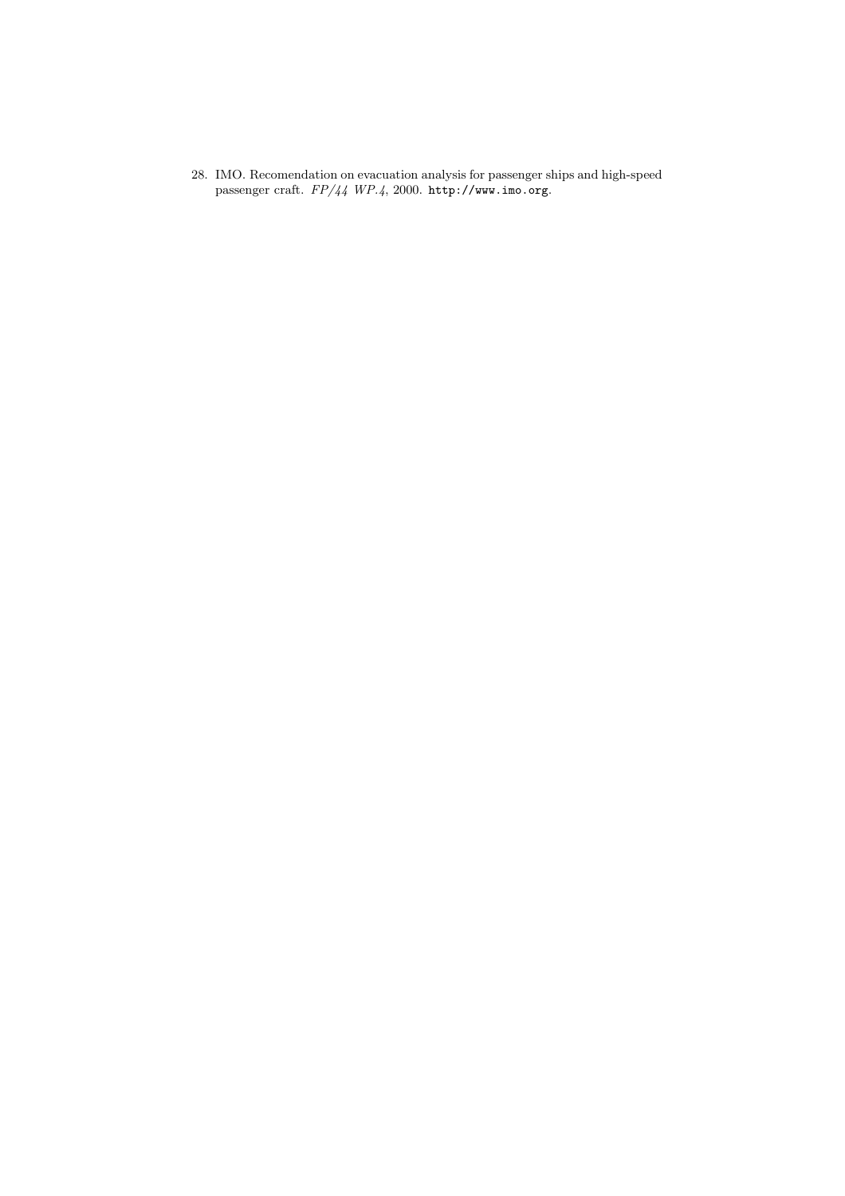28. IMO. Recomendation on evacuation analysis for passenger ships and high-speed passenger craft. *FP/44 WP.4*, 2000. http://www.imo.org.